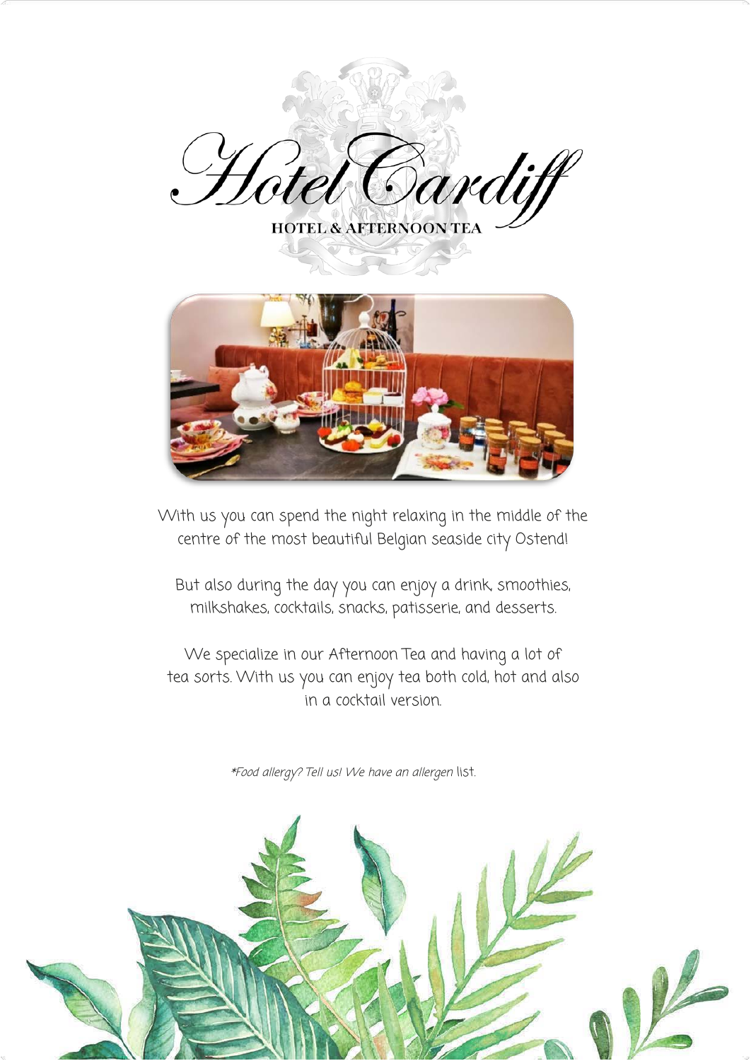# Hotel Cardiff

HOTEL & AFTERNOON TEA

With us you can spend the night relaxing in the middle of the centre of the most beautiful Belgian seaside city Ostend!

But also during the day you can enjoy a drink, smoothies, milkshakes, cocktails, snacks, patisserie, and desserts.

We specialize in our Afternoon Tea and having a lot of tea sorts. With us you can enjoy tea both cold, hot and also in a cocktail version.

*Food allergy? Tell us! We have an allergen list.*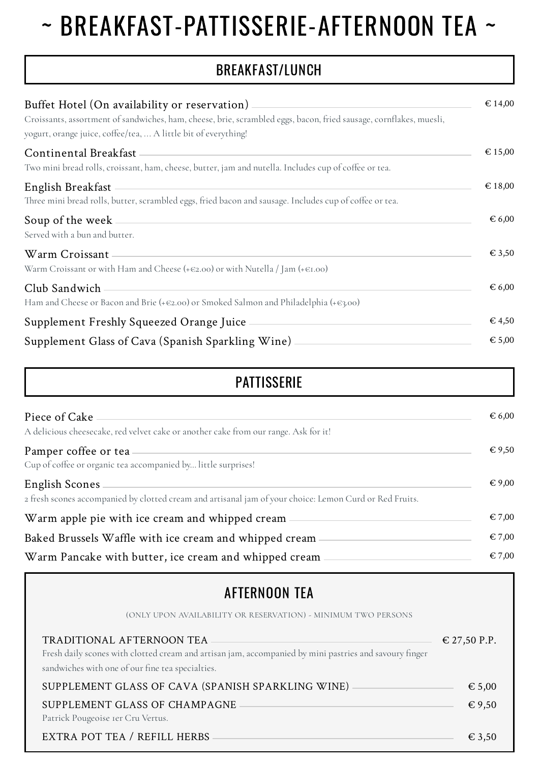# ~ BREAKFAST-PATTISSERIE-AFTERNOON TEA ~

## BREAKFAST/LUNCH

**Buffet Hotel (On availability or reservation)** — € 14,00
Croissants, assortment of sandwiches, ham, cheese, brie, scrambled eggs, bacon, fried sausage, cornflakes, muesli, yogurt, orange juice, coffee/tea, ... A little bit of everything!

**Continental Breakfast** — € 15,00
Two mini bread rolls, croissant, ham, cheese, butter, jam and nutella. Includes cup of coffee or tea.

**English Breakfast** — € 18,00
Three mini bread rolls, butter, scrambled eggs, fried bacon and sausage. Includes cup of coffee or tea.

**Soup of the week** — € 6,00
Served with a bun and butter.

**Warm Croissant** — € 3,50
Warm Croissant or with Ham and Cheese (+€2.00) or with Nutella / Jam (+€1.00)

**Club Sandwich** — € 6,00
Ham and Cheese or Bacon and Brie (+€2.00) or Smoked Salmon and Philadelphia (+€3.00)

**Supplement Freshly Squeezed Orange Juice** — € 4,50

**Supplement Glass of Cava (Spanish Sparkling Wine)** — € 5,00

## PATTISSERIE

**Piece of Cake** — € 6,00
A delicious cheesecake, red velvet cake or another cake from our range. Ask for it!

**Pamper coffee or tea** — € 9,50
Cup of coffee or organic tea accompanied by... little surprises!

**English Scones** — € 9,00
2 fresh scones accompanied by clotted cream and artisanal jam of your choice: Lemon Curd or Red Fruits.

**Warm apple pie with ice cream and whipped cream** — € 7,00

**Baked Brussels Waffle with ice cream and whipped cream** — € 7,00

**Warm Pancake with butter, ice cream and whipped cream** — € 7,00

## AFTERNOON TEA

(ONLY UPON AVAILABILITY OR RESERVATION) - MINIMUM TWO PERSONS

**TRADITIONAL AFTERNOON TEA** — € 27,50 P.P.
Fresh daily scones with clotted cream and artisan jam, accompanied by mini pastries and savoury finger sandwiches with one of our fine tea specialties.

**SUPPLEMENT GLASS OF CAVA (SPANISH SPARKLING WINE)** — € 5,00

**SUPPLEMENT GLASS OF CHAMPAGNE** — € 9,50
Patrick Pougeoise 1er Cru Vertus.

**EXTRA POT TEA / REFILL HERBS** — € 3,50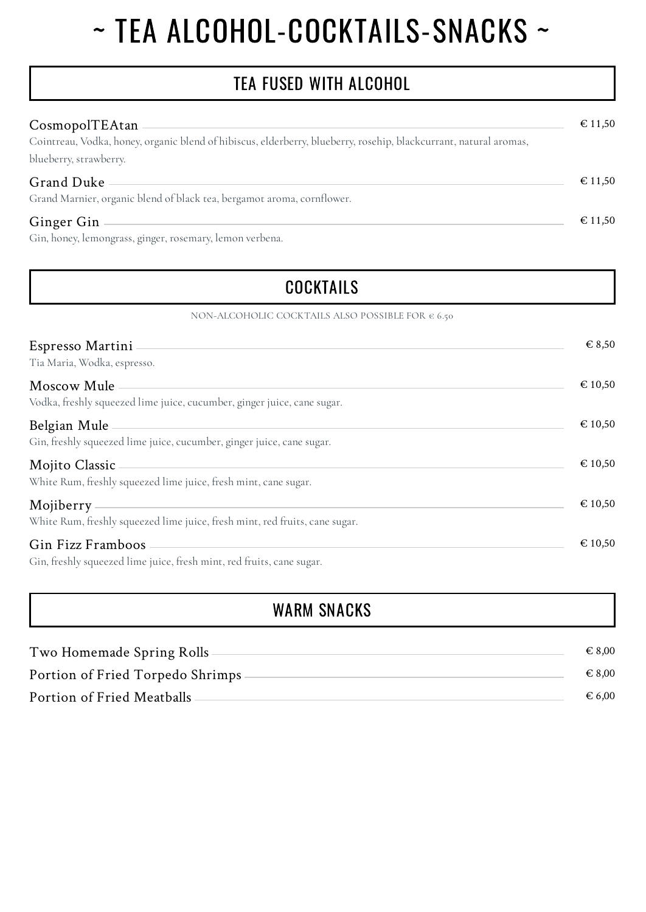# ~ TEA ALCOHOL-COCKTAILS-SNACKS ~

## TEA FUSED WITH ALCOHOL

**CosmopolTEAtan** — € 11,50
Cointreau, Vodka, honey, organic blend of hibiscus, elderberry, blueberry, rosehip, blackcurrant, natural aromas, blueberry, strawberry.

**Grand Duke** — € 11,50
Grand Marnier, organic blend of black tea, bergamot aroma, cornflower.

**Ginger Gin** — € 11,50
Gin, honey, lemongrass, ginger, rosemary, lemon verbena.

## COCKTAILS

NON-ALCOHOLIC COCKTAILS ALSO POSSIBLE FOR € 6.50

**Espresso Martini** — € 8,50
Tia Maria, Wodka, espresso.

**Moscow Mule** — € 10,50
Vodka, freshly squeezed lime juice, cucumber, ginger juice, cane sugar.

**Belgian Mule** — € 10,50
Gin, freshly squeezed lime juice, cucumber, ginger juice, cane sugar.

**Mojito Classic** — € 10,50
White Rum, freshly squeezed lime juice, fresh mint, cane sugar.

**Mojiberry** — € 10,50
White Rum, freshly squeezed lime juice, fresh mint, red fruits, cane sugar.

**Gin Fizz Framboos** — € 10,50
Gin, freshly squeezed lime juice, fresh mint, red fruits, cane sugar.

## WARM SNACKS

**Two Homemade Spring Rolls** — € 8,00

**Portion of Fried Torpedo Shrimps** — € 8,00

**Portion of Fried Meatballs** — € 6,00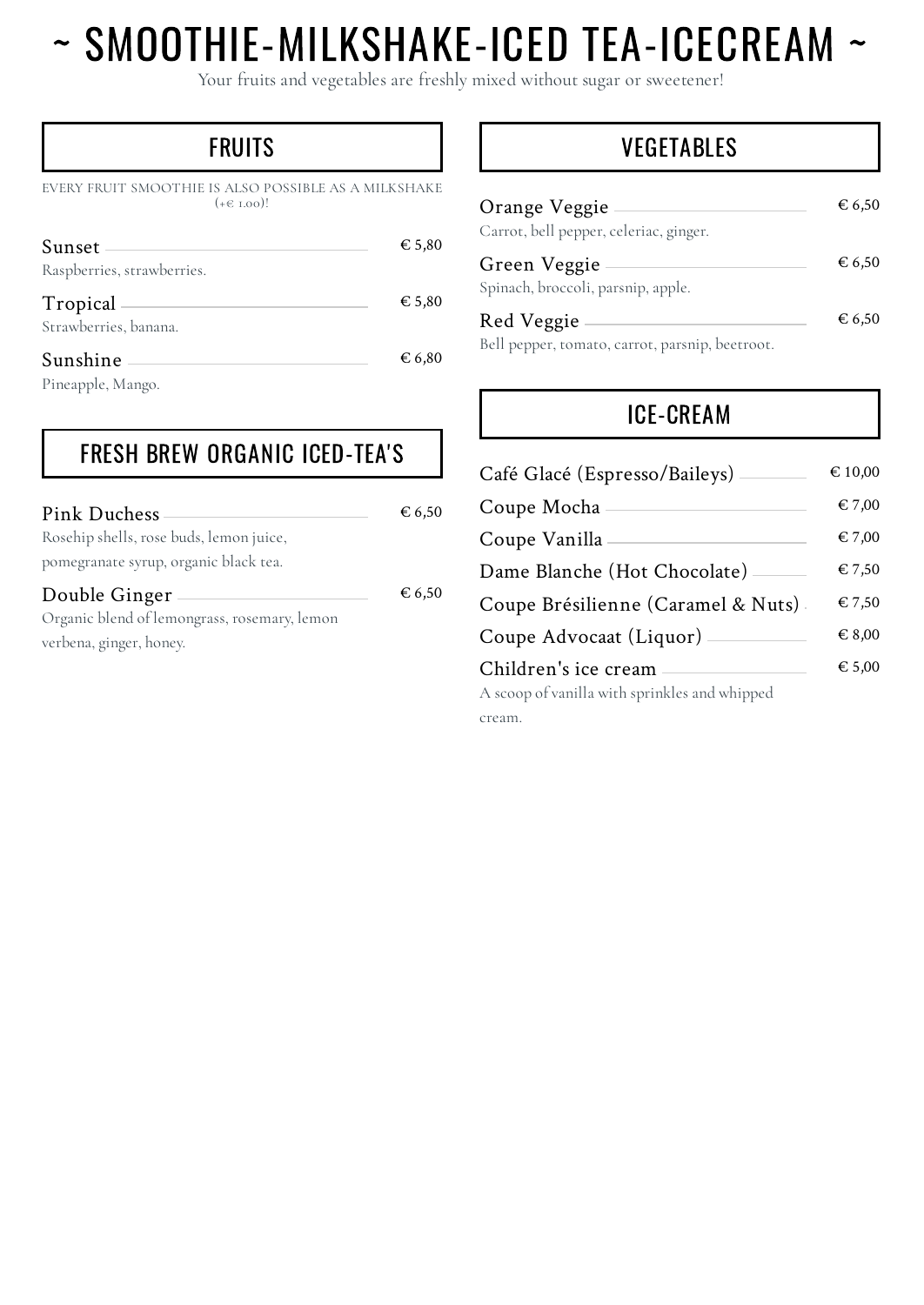# ~ SMOOTHIE-MILKSHAKE-ICED TEA-ICECREAM ~

Your fruits and vegetables are freshly mixed without sugar or sweetener!

## FRUITS

EVERY FRUIT SMOOTHIE IS ALSO POSSIBLE AS A MILKSHAKE (+€ 1.00)!

**Sunset** — € 5,80
Raspberries, strawberries.

**Tropical** — € 5,80
Strawberries, banana.

**Sunshine** — € 6,80
Pineapple, Mango.

## FRESH BREW ORGANIC ICED-TEA'S

**Pink Duchess** — € 6,50
Rosehip shells, rose buds, lemon juice, pomegranate syrup, organic black tea.

**Double Ginger** — € 6,50
Organic blend of lemongrass, rosemary, lemon verbena, ginger, honey.

## VEGETABLES

**Orange Veggie** — € 6,50
Carrot, bell pepper, celeriac, ginger.

**Green Veggie** — € 6,50
Spinach, broccoli, parsnip, apple.

**Red Veggie** — € 6,50
Bell pepper, tomato, carrot, parsnip, beetroot.

## ICE-CREAM

**Café Glacé (Espresso/Baileys)** — € 10,00

**Coupe Mocha** — € 7,00

**Coupe Vanilla** — € 7,00

**Dame Blanche (Hot Chocolate)** — € 7,50

**Coupe Brésilienne (Caramel & Nuts)** — € 7,50

**Coupe Advocaat (Liquor)** — € 8,00

**Children's ice cream** — € 5,00
A scoop of vanilla with sprinkles and whipped cream.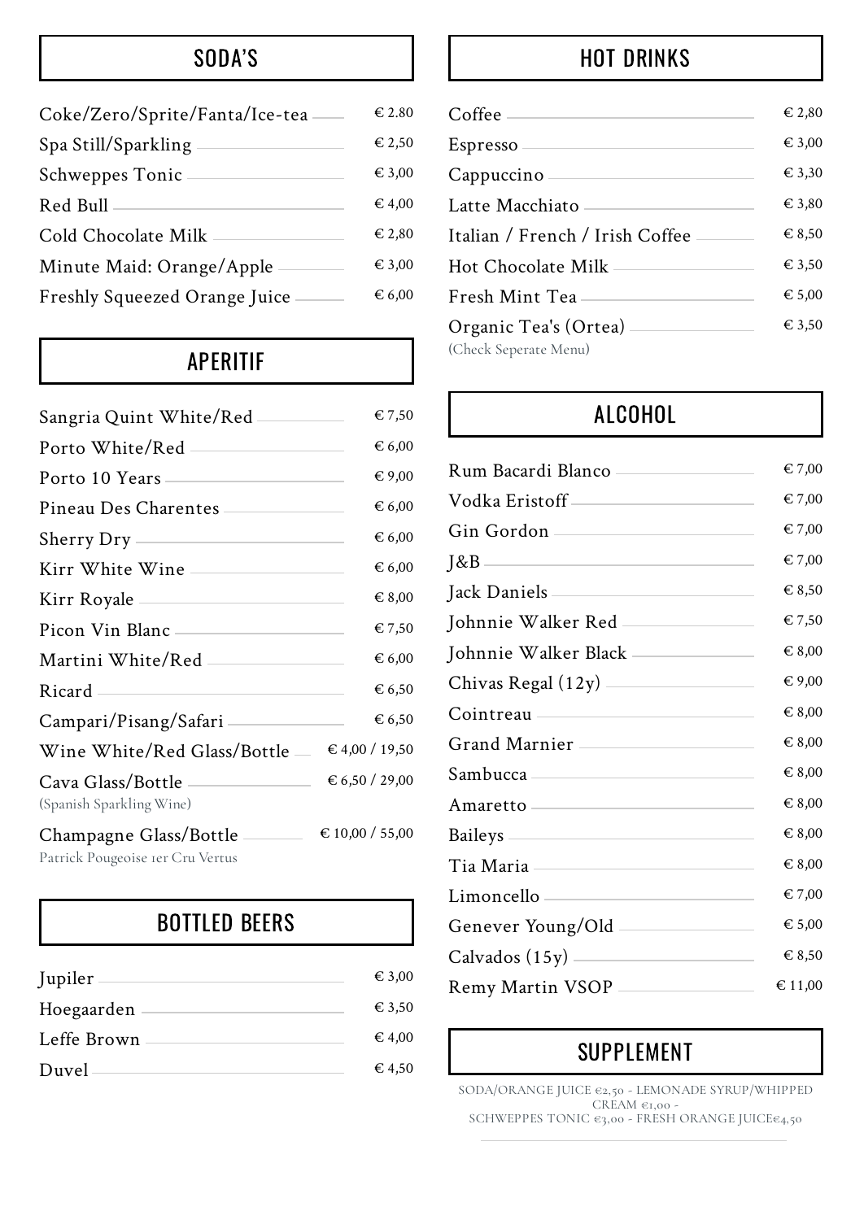## SODA'S

| Item | Price |
| --- | --- |
| Coke/Zero/Sprite/Fanta/Ice-tea | € 2.80 |
| Spa Still/Sparkling | € 2,50 |
| Schweppes Tonic | € 3,00 |
| Red Bull | € 4,00 |
| Cold Chocolate Milk | € 2,80 |
| Minute Maid: Orange/Apple | € 3,00 |
| Freshly Squeezed Orange Juice | € 6,00 |

## APERITIF

| Item | Price |
| --- | --- |
| Sangria Quint White/Red | € 7,50 |
| Porto White/Red | € 6,00 |
| Porto 10 Years | € 9,00 |
| Pineau Des Charentes | € 6,00 |
| Sherry Dry | € 6,00 |
| Kirr White Wine | € 6,00 |
| Kirr Royale | € 8,00 |
| Picon Vin Blanc | € 7,50 |
| Martini White/Red | € 6,00 |
| Ricard | € 6,50 |
| Campari/Pisang/Safari | € 6,50 |
| Wine White/Red Glass/Bottle | € 4,00 / 19,50 |
| Cava Glass/Bottle (Spanish Sparkling Wine) | € 6,50 / 29,00 |
| Champagne Glass/Bottle Patrick Pougeoise 1er Cru Vertus | € 10,00 / 55,00 |

## BOTTLED BEERS

| Item | Price |
| --- | --- |
| Jupiler | € 3,00 |
| Hoegaarden | € 3,50 |
| Leffe Brown | € 4,00 |
| Duvel | € 4,50 |

## HOT DRINKS

| Item | Price |
| --- | --- |
| Coffee | € 2,80 |
| Espresso | € 3,00 |
| Cappuccino | € 3,30 |
| Latte Macchiato | € 3,80 |
| Italian / French / Irish Coffee | € 8,50 |
| Hot Chocolate Milk | € 3,50 |
| Fresh Mint Tea | € 5,00 |
| Organic Tea's (Ortea) (Check Seperate Menu) | € 3,50 |

## ALCOHOL

| Item | Price |
| --- | --- |
| Rum Bacardi Blanco | € 7,00 |
| Vodka Eristoff | € 7,00 |
| Gin Gordon | € 7,00 |
| J&B | € 7,00 |
| Jack Daniels | € 8,50 |
| Johnnie Walker Red | € 7,50 |
| Johnnie Walker Black | € 8,00 |
| Chivas Regal (12y) | € 9,00 |
| Cointreau | € 8,00 |
| Grand Marnier | € 8,00 |
| Sambucca | € 8,00 |
| Amaretto | € 8,00 |
| Baileys | € 8,00 |
| Tia Maria | € 8,00 |
| Limoncello | € 7,00 |
| Genever Young/Old | € 5,00 |
| Calvados (15y) | € 8,50 |
| Remy Martin VSOP | € 11,00 |

## SUPPLEMENT

SODA/ORANGE JUICE €2,50 - LEMONADE SYRUP/WHIPPED CREAM €1,00 -
SCHWEPPES TONIC €3,00 - FRESH ORANGE JUICE€4,50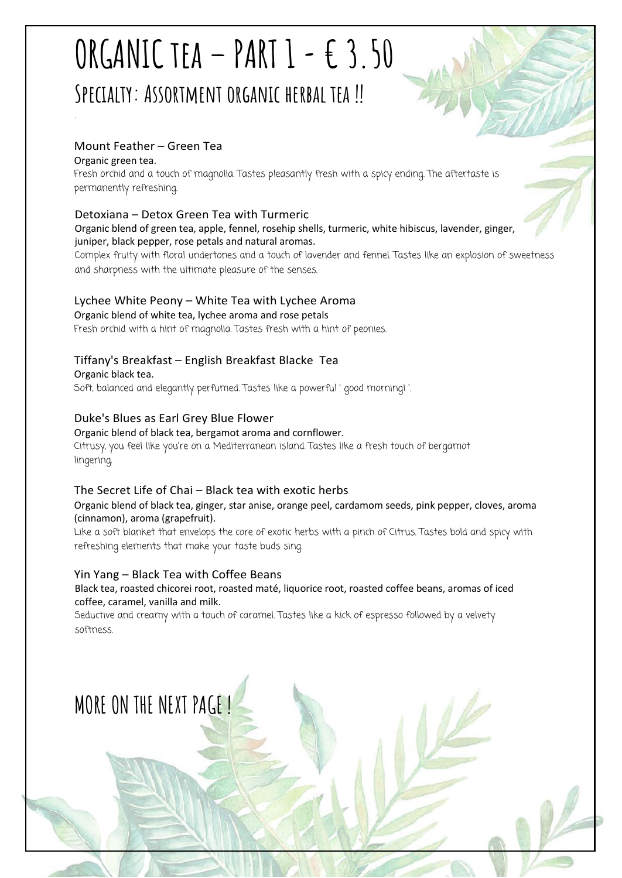# ORGANIC TEA – PART 1 - € 3.50

## SPECIALTY: ASSORTMENT ORGANIC HERBAL TEA !!

### Mount Feather – Green Tea

Organic green tea.

Fresh orchid and a touch of magnolia. Tastes pleasantly fresh with a spicy ending. The aftertaste is permanently refreshing.

### Detoxiana – Detox Green Tea with Turmeric

Organic blend of green tea, apple, fennel, rosehip shells, turmeric, white hibiscus, lavender, ginger, juniper, black pepper, rose petals and natural aromas.

Complex fruity with floral undertones and a touch of lavender and fennel. Tastes like an explosion of sweetness and sharpness with the ultimate pleasure of the senses.

### Lychee White Peony – White Tea with Lychee Aroma

Organic blend of white tea, lychee aroma and rose petals

Fresh orchid with a hint of magnolia. Tastes fresh with a hint of peonies.

### Tiffany's Breakfast – English Breakfast Blacke Tea

Organic black tea.

Soft, balanced and elegantly perfumed. Tastes like a powerful ' good morning! '.

### Duke's Blues as Earl Grey Blue Flower

Organic blend of black tea, bergamot aroma and cornflower.

Citrusy, you feel like you're on a Mediterranean island. Tastes like a fresh touch of bergamot lingering.

### The Secret Life of Chai – Black tea with exotic herbs

Organic blend of black tea, ginger, star anise, orange peel, cardamom seeds, pink pepper, cloves, aroma (cinnamon), aroma (grapefruit).

Like a soft blanket that envelops the core of exotic herbs with a pinch of Citrus. Tastes bold and spicy with refreshing elements that make your taste buds sing.

### Yin Yang – Black Tea with Coffee Beans

Black tea, roasted chicorei root, roasted maté, liquorice root, roasted coffee beans, aromas of iced coffee, caramel, vanilla and milk.

Seductive and creamy with a touch of caramel. Tastes like a kick of espresso followed by a velvety softness.

## MORE ON THE NEXT PAGE !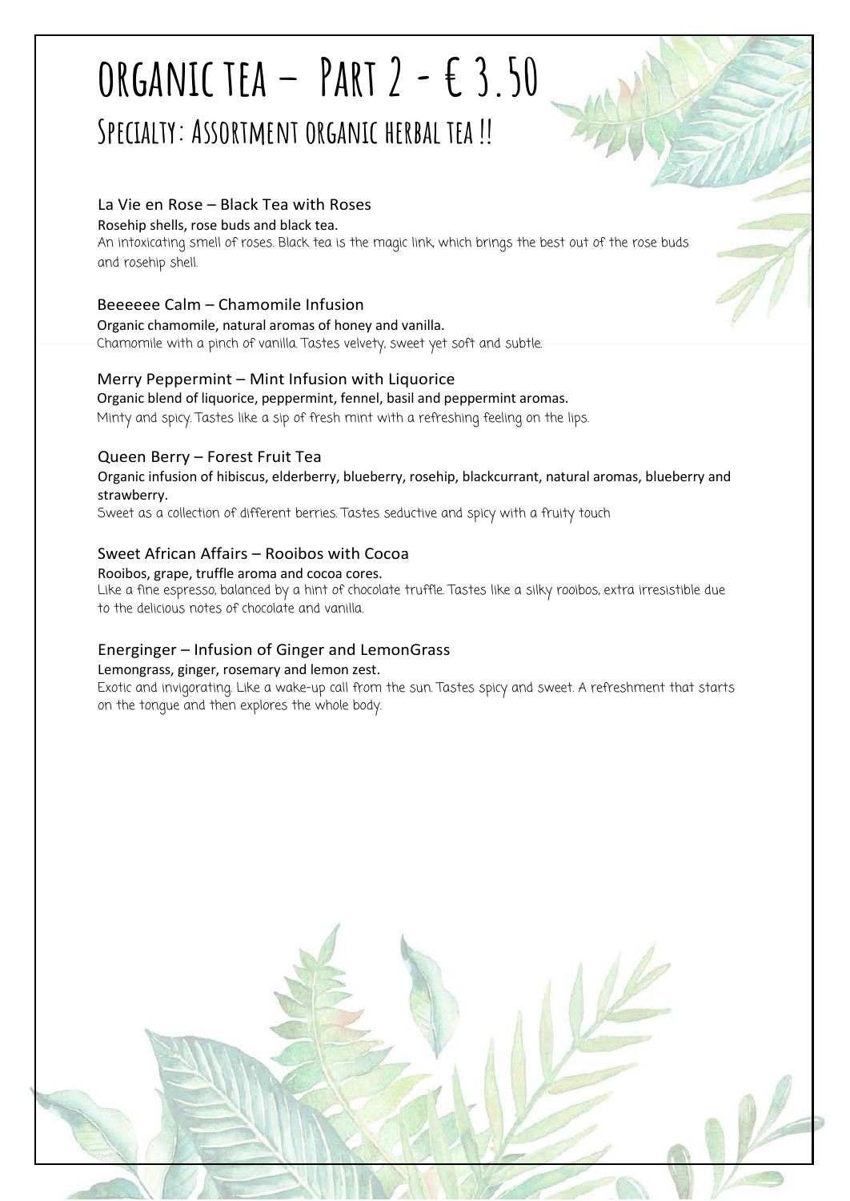# ORGANIC TEA – PART 2 - € 3.50

## SPECIALTY: ASSORTMENT ORGANIC HERBAL TEA !!

### La Vie en Rose – Black Tea with Roses

Rosehip shells, rose buds and black tea.

An intoxicating smell of roses. Black tea is the magic link, which brings the best out of the rose buds and rosehip shell.

### Beeeeee Calm – Chamomile Infusion

Organic chamomile, natural aromas of honey and vanilla.

Chamomile with a pinch of vanilla. Tastes velvety, sweet yet soft and subtle.

### Merry Peppermint – Mint Infusion with Liquorice

Organic blend of liquorice, peppermint, fennel, basil and peppermint aromas.

Minty and spicy. Tastes like a sip of fresh mint with a refreshing feeling on the lips.

### Queen Berry – Forest Fruit Tea

Organic infusion of hibiscus, elderberry, blueberry, rosehip, blackcurrant, natural aromas, blueberry and strawberry.

Sweet as a collection of different berries. Tastes seductive and spicy with a fruity touch

### Sweet African Affairs – Rooibos with Cocoa

Rooibos, grape, truffle aroma and cocoa cores.

Like a fine espresso, balanced by a hint of chocolate truffle. Tastes like a silky rooibos, extra irresistible due to the delicious notes of chocolate and vanilla.

### Energinger – Infusion of Ginger and LemonGrass

Lemongrass, ginger, rosemary and lemon zest.

Exotic and invigorating. Like a wake-up call from the sun. Tastes spicy and sweet. A refreshment that starts on the tongue and then explores the whole body.